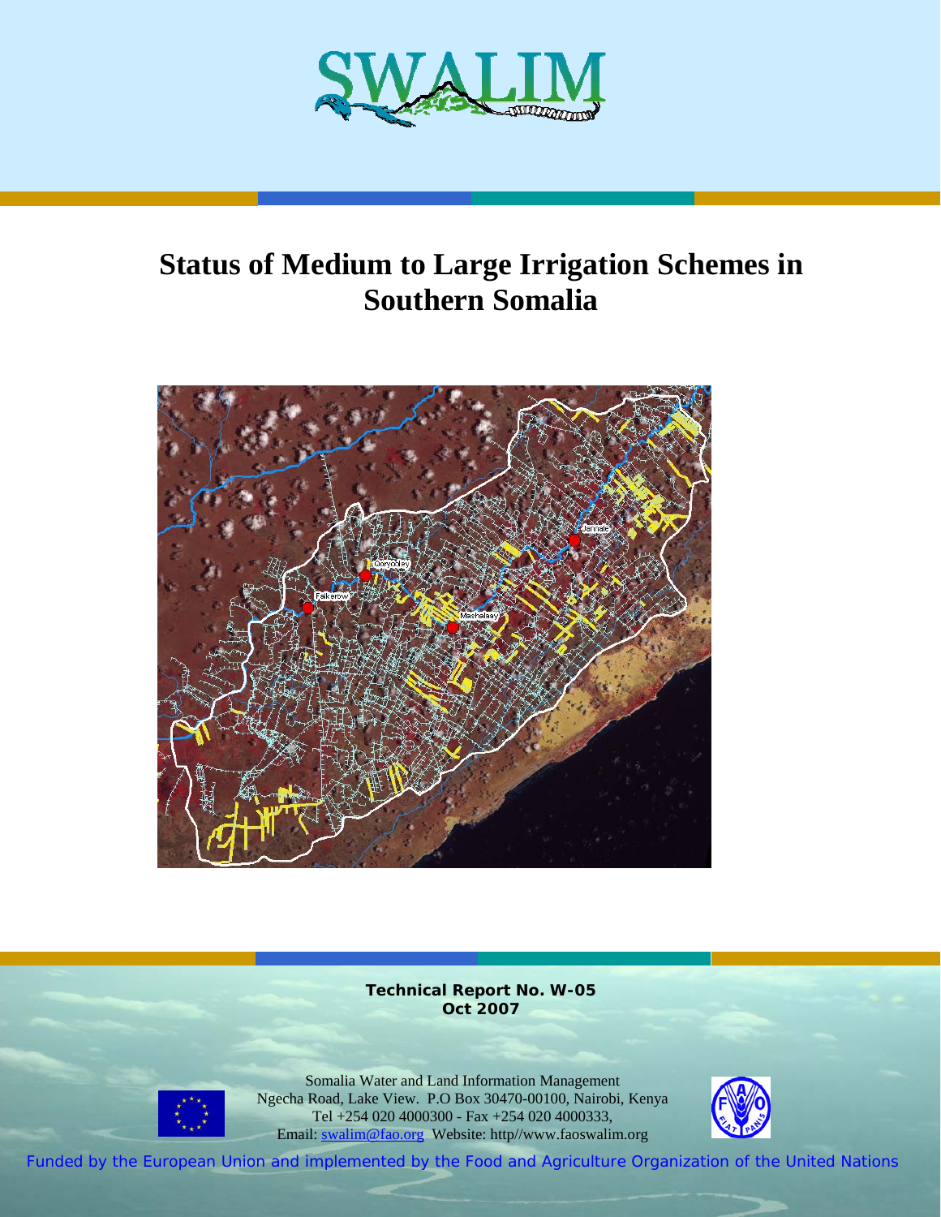SWALIM

# Status of Medium to Large Irrigation Schemes in Southern Somalia

**Technical Report No. W-05**
**Oct 2007**

Somalia Water and Land Information Management
Ngecha Road, Lake View. P.O Box 30470-00100, Nairobi, Kenya
Tel +254 020 4000300 - Fax +254 020 4000333,
Email: swalim@fao.org Website: http//www.faoswalim.org

Funded by the European Union and implemented by the Food and Agriculture Organization of the United Nations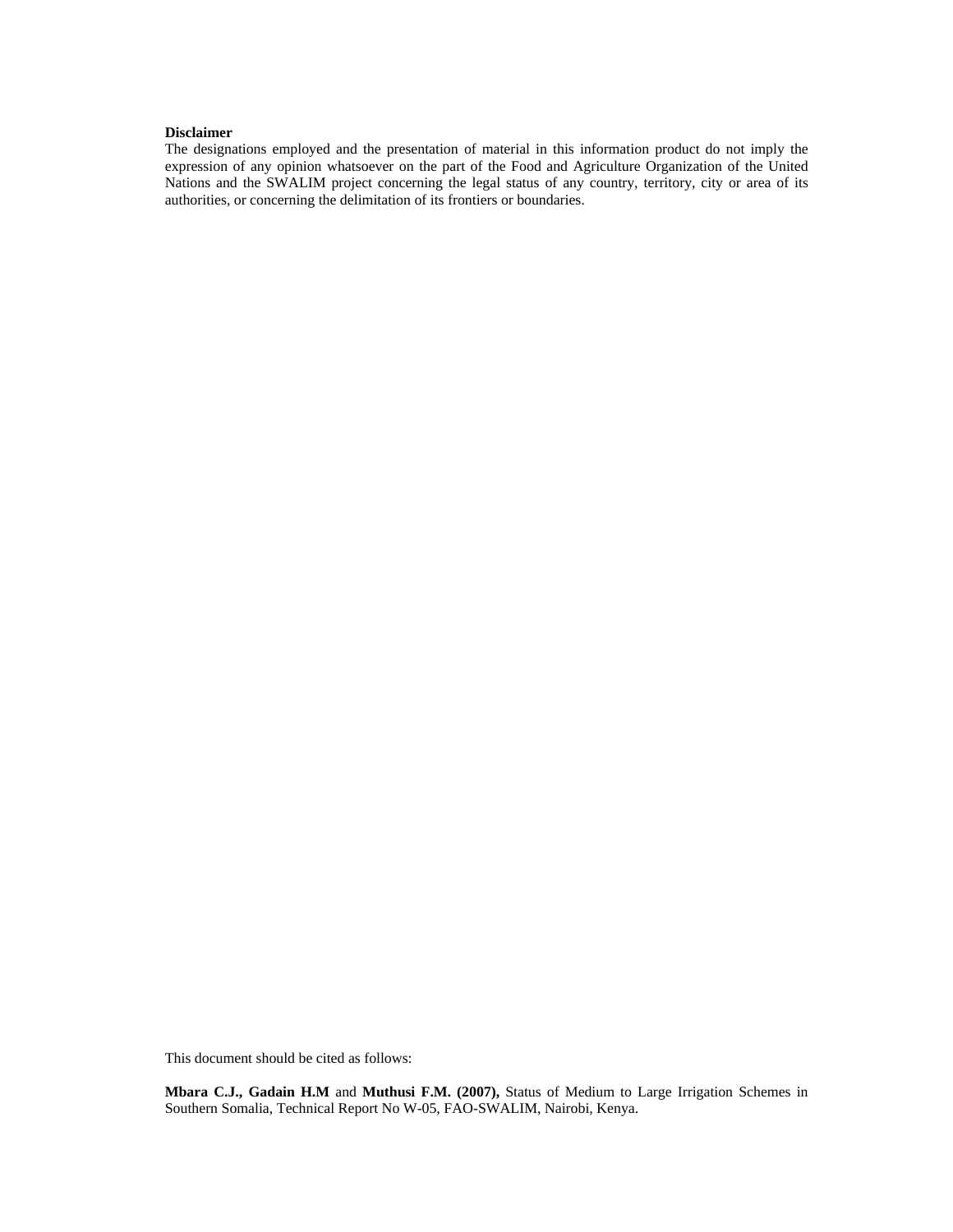**Disclaimer**

The designations employed and the presentation of material in this information product do not imply the expression of any opinion whatsoever on the part of the Food and Agriculture Organization of the United Nations and the SWALIM project concerning the legal status of any country, territory, city or area of its authorities, or concerning the delimitation of its frontiers or boundaries.

This document should be cited as follows:

**Mbara C.J., Gadain H.M** and **Muthusi F.M. (2007),** Status of Medium to Large Irrigation Schemes in Southern Somalia, Technical Report No W-05, FAO-SWALIM, Nairobi, Kenya.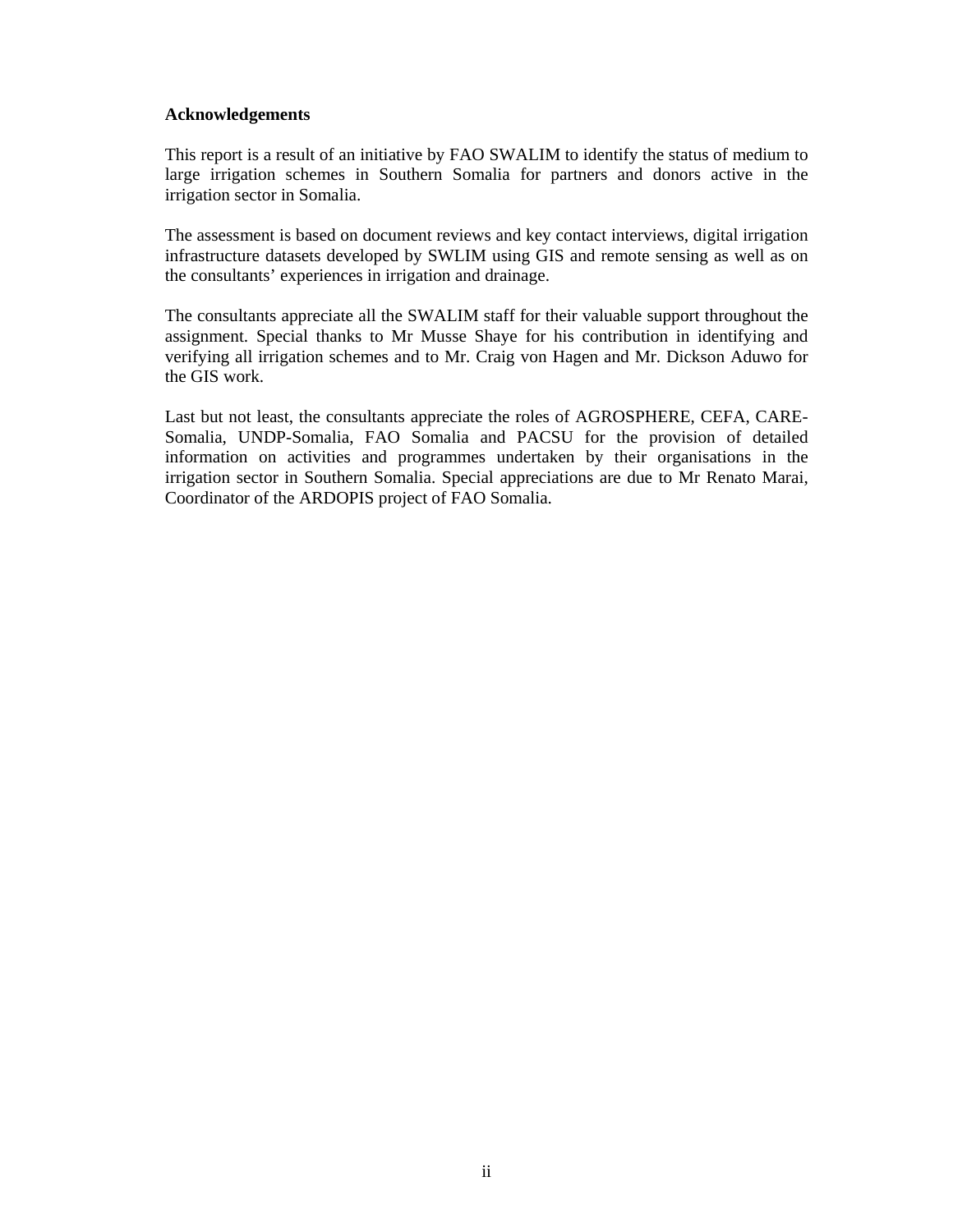## Acknowledgements

This report is a result of an initiative by FAO SWALIM to identify the status of medium to large irrigation schemes in Southern Somalia for partners and donors active in the irrigation sector in Somalia.

The assessment is based on document reviews and key contact interviews, digital irrigation infrastructure datasets developed by SWLIM using GIS and remote sensing as well as on the consultants' experiences in irrigation and drainage.

The consultants appreciate all the SWALIM staff for their valuable support throughout the assignment. Special thanks to Mr Musse Shaye for his contribution in identifying and verifying all irrigation schemes and to Mr. Craig von Hagen and Mr. Dickson Aduwo for the GIS work.

Last but not least, the consultants appreciate the roles of AGROSPHERE, CEFA, CARE-Somalia, UNDP-Somalia, FAO Somalia and PACSU for the provision of detailed information on activities and programmes undertaken by their organisations in the irrigation sector in Southern Somalia. Special appreciations are due to Mr Renato Marai, Coordinator of the ARDOPIS project of FAO Somalia.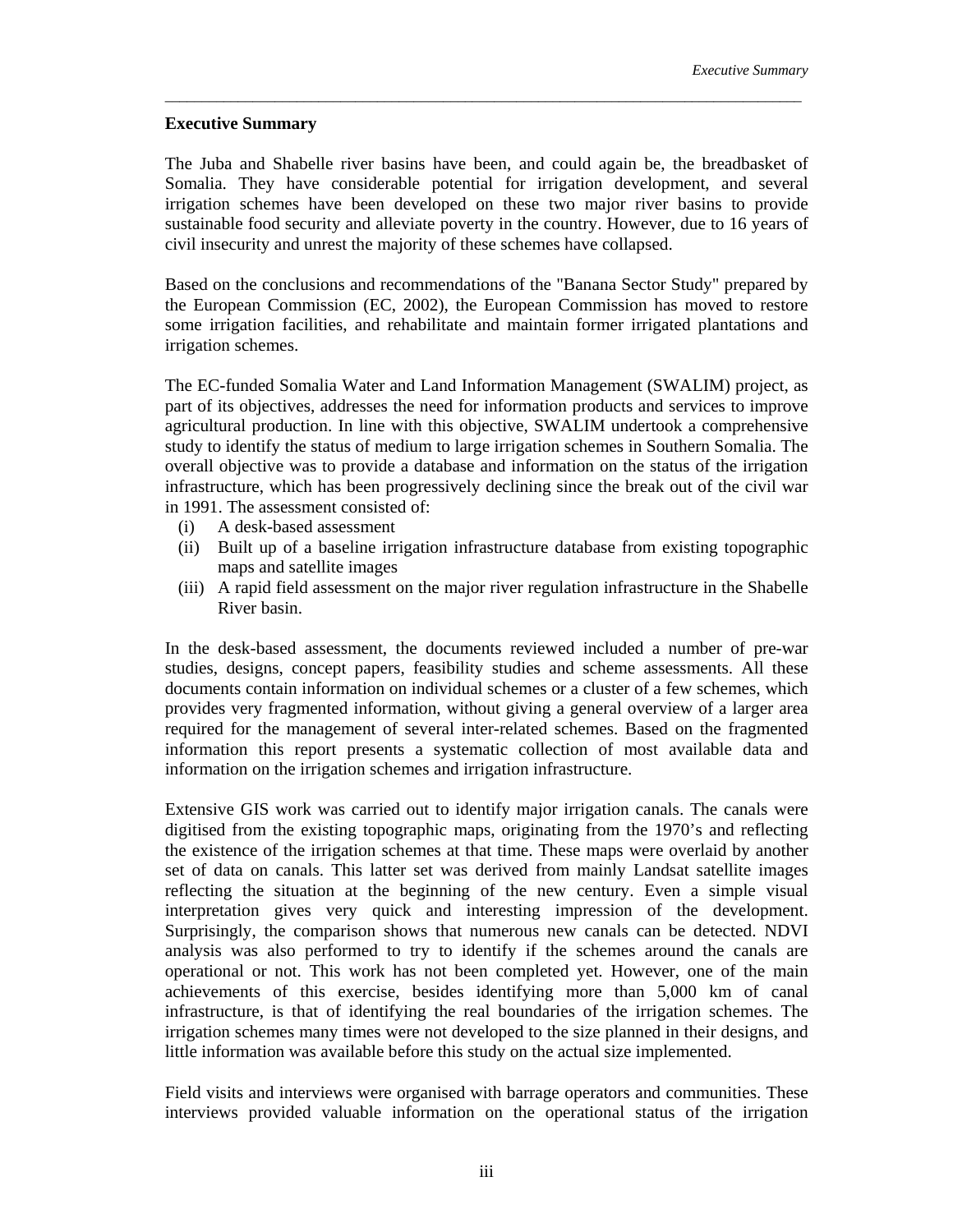## Executive Summary

The Juba and Shabelle river basins have been, and could again be, the breadbasket of Somalia. They have considerable potential for irrigation development, and several irrigation schemes have been developed on these two major river basins to provide sustainable food security and alleviate poverty in the country. However, due to 16 years of civil insecurity and unrest the majority of these schemes have collapsed.

Based on the conclusions and recommendations of the "Banana Sector Study" prepared by the European Commission (EC, 2002), the European Commission has moved to restore some irrigation facilities, and rehabilitate and maintain former irrigated plantations and irrigation schemes.

The EC-funded Somalia Water and Land Information Management (SWALIM) project, as part of its objectives, addresses the need for information products and services to improve agricultural production. In line with this objective, SWALIM undertook a comprehensive study to identify the status of medium to large irrigation schemes in Southern Somalia. The overall objective was to provide a database and information on the status of the irrigation infrastructure, which has been progressively declining since the break out of the civil war in 1991. The assessment consisted of:

(i) A desk-based assessment
(ii) Built up of a baseline irrigation infrastructure database from existing topographic maps and satellite images
(iii) A rapid field assessment on the major river regulation infrastructure in the Shabelle River basin.

In the desk-based assessment, the documents reviewed included a number of pre-war studies, designs, concept papers, feasibility studies and scheme assessments. All these documents contain information on individual schemes or a cluster of a few schemes, which provides very fragmented information, without giving a general overview of a larger area required for the management of several inter-related schemes. Based on the fragmented information this report presents a systematic collection of most available data and information on the irrigation schemes and irrigation infrastructure.

Extensive GIS work was carried out to identify major irrigation canals. The canals were digitised from the existing topographic maps, originating from the 1970's and reflecting the existence of the irrigation schemes at that time. These maps were overlaid by another set of data on canals. This latter set was derived from mainly Landsat satellite images reflecting the situation at the beginning of the new century. Even a simple visual interpretation gives very quick and interesting impression of the development. Surprisingly, the comparison shows that numerous new canals can be detected. NDVI analysis was also performed to try to identify if the schemes around the canals are operational or not. This work has not been completed yet. However, one of the main achievements of this exercise, besides identifying more than 5,000 km of canal infrastructure, is that of identifying the real boundaries of the irrigation schemes. The irrigation schemes many times were not developed to the size planned in their designs, and little information was available before this study on the actual size implemented.

Field visits and interviews were organised with barrage operators and communities. These interviews provided valuable information on the operational status of the irrigation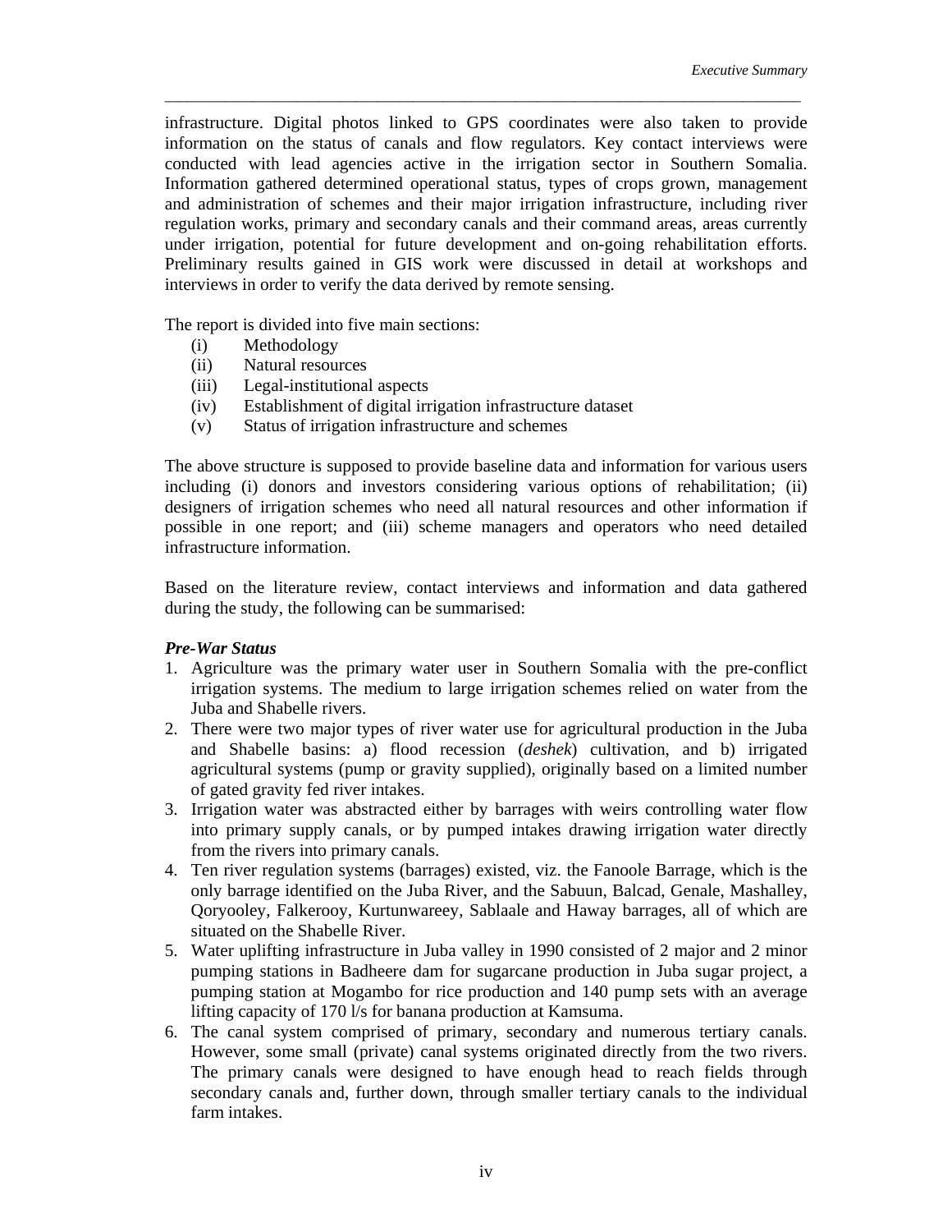infrastructure. Digital photos linked to GPS coordinates were also taken to provide information on the status of canals and flow regulators. Key contact interviews were conducted with lead agencies active in the irrigation sector in Southern Somalia. Information gathered determined operational status, types of crops grown, management and administration of schemes and their major irrigation infrastructure, including river regulation works, primary and secondary canals and their command areas, areas currently under irrigation, potential for future development and on-going rehabilitation efforts. Preliminary results gained in GIS work were discussed in detail at workshops and interviews in order to verify the data derived by remote sensing.

The report is divided into five main sections:

- (i) Methodology
- (ii) Natural resources
- (iii) Legal-institutional aspects
- (iv) Establishment of digital irrigation infrastructure dataset
- (v) Status of irrigation infrastructure and schemes

The above structure is supposed to provide baseline data and information for various users including (i) donors and investors considering various options of rehabilitation; (ii) designers of irrigation schemes who need all natural resources and other information if possible in one report; and (iii) scheme managers and operators who need detailed infrastructure information.

Based on the literature review, contact interviews and information and data gathered during the study, the following can be summarised:

***Pre-War Status***

1. Agriculture was the primary water user in Southern Somalia with the pre-conflict irrigation systems. The medium to large irrigation schemes relied on water from the Juba and Shabelle rivers.
2. There were two major types of river water use for agricultural production in the Juba and Shabelle basins: a) flood recession (*deshek*) cultivation, and b) irrigated agricultural systems (pump or gravity supplied), originally based on a limited number of gated gravity fed river intakes.
3. Irrigation water was abstracted either by barrages with weirs controlling water flow into primary supply canals, or by pumped intakes drawing irrigation water directly from the rivers into primary canals.
4. Ten river regulation systems (barrages) existed, viz. the Fanoole Barrage, which is the only barrage identified on the Juba River, and the Sabuun, Balcad, Genale, Mashalley, Qoryooley, Falkerooy, Kurtunwareey, Sablaale and Haway barrages, all of which are situated on the Shabelle River.
5. Water uplifting infrastructure in Juba valley in 1990 consisted of 2 major and 2 minor pumping stations in Badheere dam for sugarcane production in Juba sugar project, a pumping station at Mogambo for rice production and 140 pump sets with an average lifting capacity of 170 l/s for banana production at Kamsuma.
6. The canal system comprised of primary, secondary and numerous tertiary canals. However, some small (private) canal systems originated directly from the two rivers. The primary canals were designed to have enough head to reach fields through secondary canals and, further down, through smaller tertiary canals to the individual farm intakes.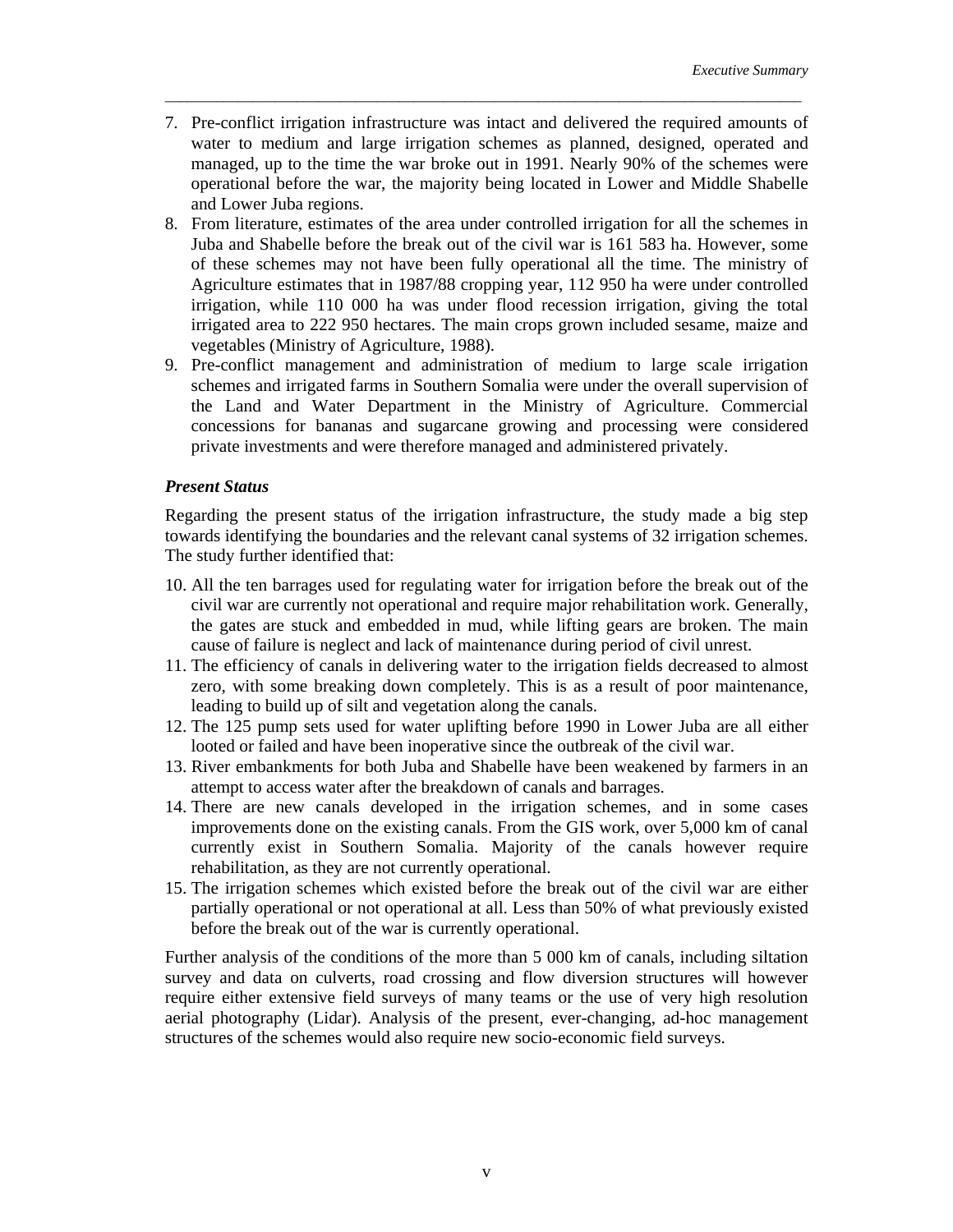7. Pre-conflict irrigation infrastructure was intact and delivered the required amounts of water to medium and large irrigation schemes as planned, designed, operated and managed, up to the time the war broke out in 1991. Nearly 90% of the schemes were operational before the war, the majority being located in Lower and Middle Shabelle and Lower Juba regions.
8. From literature, estimates of the area under controlled irrigation for all the schemes in Juba and Shabelle before the break out of the civil war is 161 583 ha. However, some of these schemes may not have been fully operational all the time. The ministry of Agriculture estimates that in 1987/88 cropping year, 112 950 ha were under controlled irrigation, while 110 000 ha was under flood recession irrigation, giving the total irrigated area to 222 950 hectares. The main crops grown included sesame, maize and vegetables (Ministry of Agriculture, 1988).
9. Pre-conflict management and administration of medium to large scale irrigation schemes and irrigated farms in Southern Somalia were under the overall supervision of the Land and Water Department in the Ministry of Agriculture. Commercial concessions for bananas and sugarcane growing and processing were considered private investments and were therefore managed and administered privately.

***Present Status***

Regarding the present status of the irrigation infrastructure, the study made a big step towards identifying the boundaries and the relevant canal systems of 32 irrigation schemes. The study further identified that:

10. All the ten barrages used for regulating water for irrigation before the break out of the civil war are currently not operational and require major rehabilitation work. Generally, the gates are stuck and embedded in mud, while lifting gears are broken. The main cause of failure is neglect and lack of maintenance during period of civil unrest.
11. The efficiency of canals in delivering water to the irrigation fields decreased to almost zero, with some breaking down completely. This is as a result of poor maintenance, leading to build up of silt and vegetation along the canals.
12. The 125 pump sets used for water uplifting before 1990 in Lower Juba are all either looted or failed and have been inoperative since the outbreak of the civil war.
13. River embankments for both Juba and Shabelle have been weakened by farmers in an attempt to access water after the breakdown of canals and barrages.
14. There are new canals developed in the irrigation schemes, and in some cases improvements done on the existing canals. From the GIS work, over 5,000 km of canal currently exist in Southern Somalia. Majority of the canals however require rehabilitation, as they are not currently operational.
15. The irrigation schemes which existed before the break out of the civil war are either partially operational or not operational at all. Less than 50% of what previously existed before the break out of the war is currently operational.

Further analysis of the conditions of the more than 5 000 km of canals, including siltation survey and data on culverts, road crossing and flow diversion structures will however require either extensive field surveys of many teams or the use of very high resolution aerial photography (Lidar). Analysis of the present, ever-changing, ad-hoc management structures of the schemes would also require new socio-economic field surveys.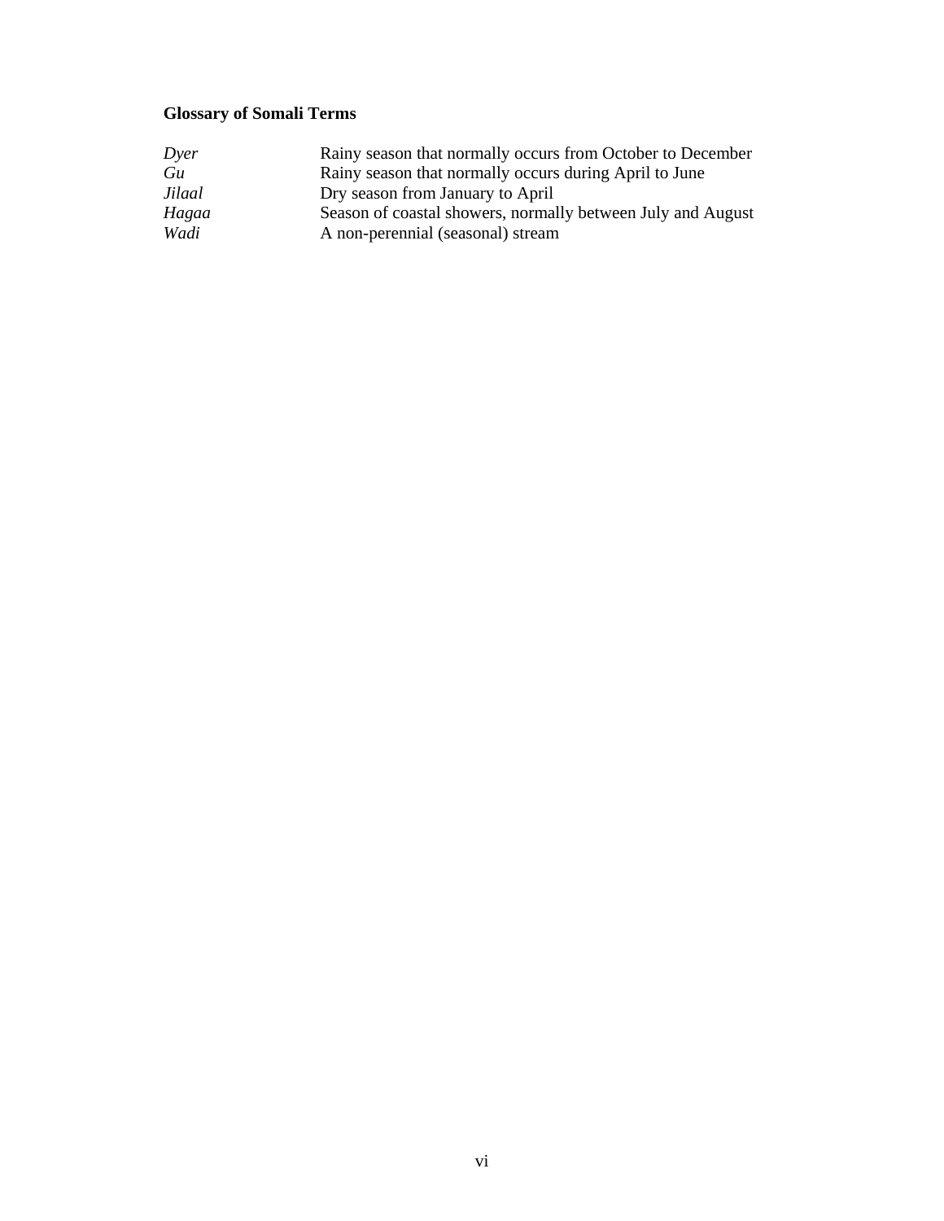## Glossary of Somali Terms

| | |
|---|---|
| *Dyer* | Rainy season that normally occurs from October to December |
| *Gu* | Rainy season that normally occurs during April to June |
| *Jilaal* | Dry season from January to April |
| *Hagaa* | Season of coastal showers, normally between July and August |
| *Wadi* | A non-perennial (seasonal) stream |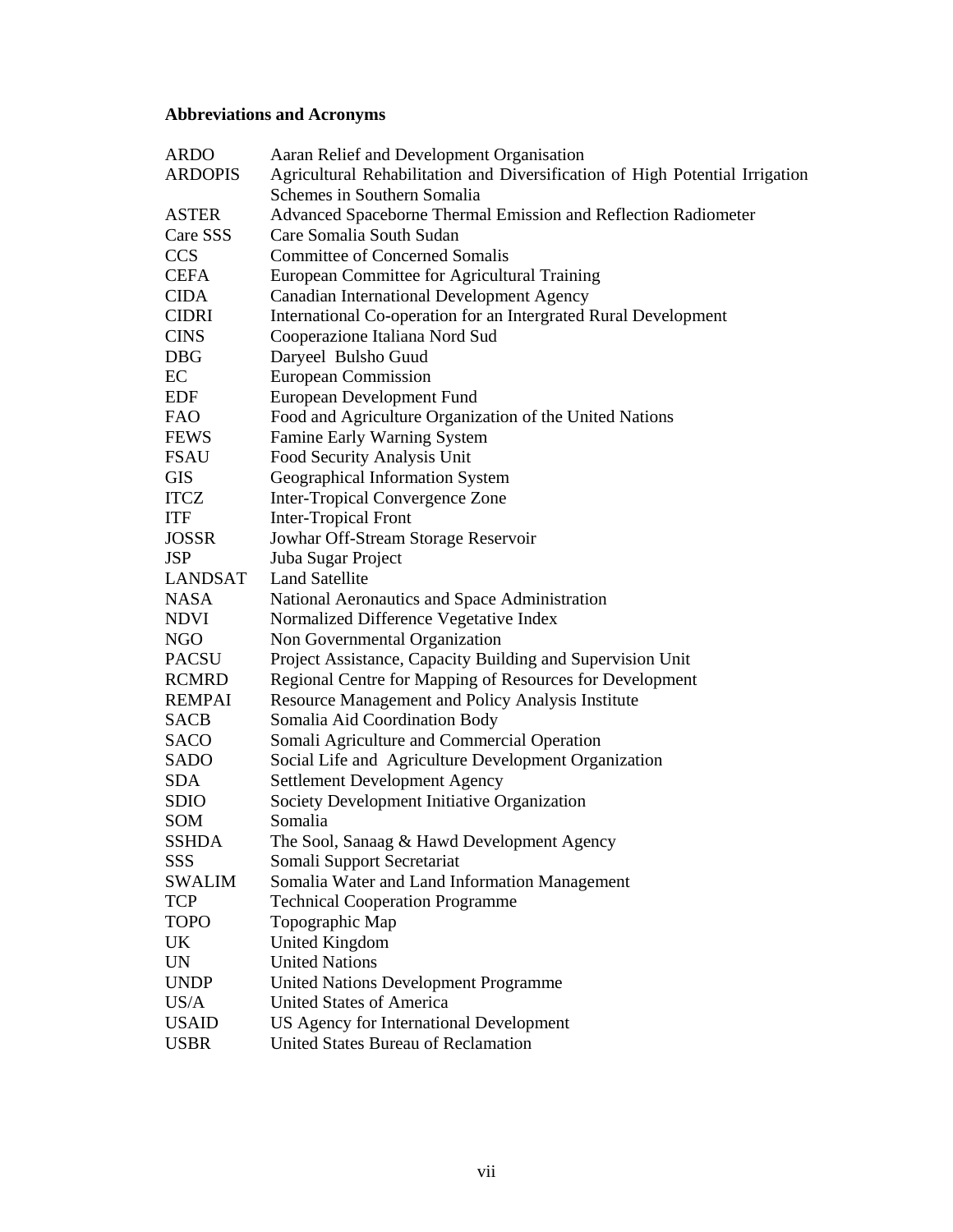**Abbreviations and Acronyms**

| | |
|---|---|
| ARDO | Aaran Relief and Development Organisation |
| ARDOPIS | Agricultural Rehabilitation and Diversification of High Potential Irrigation Schemes in Southern Somalia |
| ASTER | Advanced Spaceborne Thermal Emission and Reflection Radiometer |
| Care SSS | Care Somalia South Sudan |
| CCS | Committee of Concerned Somalis |
| CEFA | European Committee for Agricultural Training |
| CIDA | Canadian International Development Agency |
| CIDRI | International Co-operation for an Intergrated Rural Development |
| CINS | Cooperazione Italiana Nord Sud |
| DBG | Daryeel Bulsho Guud |
| EC | European Commission |
| EDF | European Development Fund |
| FAO | Food and Agriculture Organization of the United Nations |
| FEWS | Famine Early Warning System |
| FSAU | Food Security Analysis Unit |
| GIS | Geographical Information System |
| ITCZ | Inter-Tropical Convergence Zone |
| ITF | Inter-Tropical Front |
| JOSSR | Jowhar Off-Stream Storage Reservoir |
| JSP | Juba Sugar Project |
| LANDSAT | Land Satellite |
| NASA | National Aeronautics and Space Administration |
| NDVI | Normalized Difference Vegetative Index |
| NGO | Non Governmental Organization |
| PACSU | Project Assistance, Capacity Building and Supervision Unit |
| RCMRD | Regional Centre for Mapping of Resources for Development |
| REMPAI | Resource Management and Policy Analysis Institute |
| SACB | Somalia Aid Coordination Body |
| SACO | Somali Agriculture and Commercial Operation |
| SADO | Social Life and Agriculture Development Organization |
| SDA | Settlement Development Agency |
| SDIO | Society Development Initiative Organization |
| SOM | Somalia |
| SSHDA | The Sool, Sanaag & Hawd Development Agency |
| SSS | Somali Support Secretariat |
| SWALIM | Somalia Water and Land Information Management |
| TCP | Technical Cooperation Programme |
| TOPO | Topographic Map |
| UK | United Kingdom |
| UN | United Nations |
| UNDP | United Nations Development Programme |
| US/A | United States of America |
| USAID | US Agency for International Development |
| USBR | United States Bureau of Reclamation |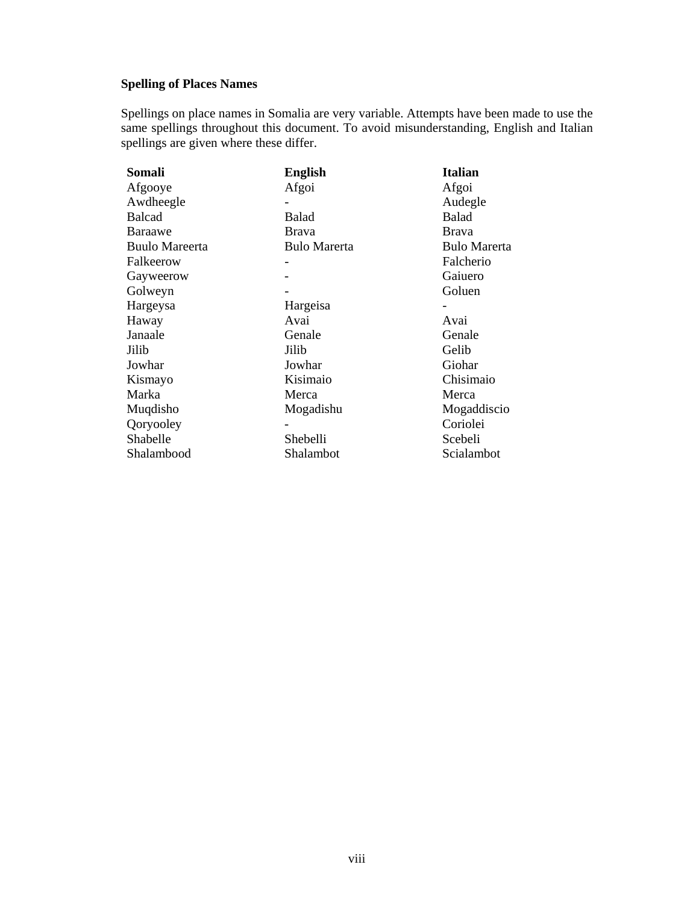### Spelling of Places Names

Spellings on place names in Somalia are very variable. Attempts have been made to use the same spellings throughout this document. To avoid misunderstanding, English and Italian spellings are given where these differ.

| Somali | English | Italian |
|---|---|---|
| Afgooye | Afgoi | Afgoi |
| Awdheegle | - | Audegle |
| Balcad | Balad | Balad |
| Baraawe | Brava | Brava |
| Buulo Mareerta | Bulo Marerta | Bulo Marerta |
| Falkeerow | - | Falcherio |
| Gayweerow | - | Gaiuero |
| Golweyn | - | Goluen |
| Hargeysa | Hargeisa | - |
| Haway | Avai | Avai |
| Janaale | Genale | Genale |
| Jilib | Jilib | Gelib |
| Jowhar | Jowhar | Giohar |
| Kismayo | Kisimaio | Chisimaio |
| Marka | Merca | Merca |
| Muqdisho | Mogadishu | Mogaddiscio |
| Qoryooley | - | Coriolei |
| Shabelle | Shebelli | Scebeli |
| Shalambood | Shalambot | Scialambot |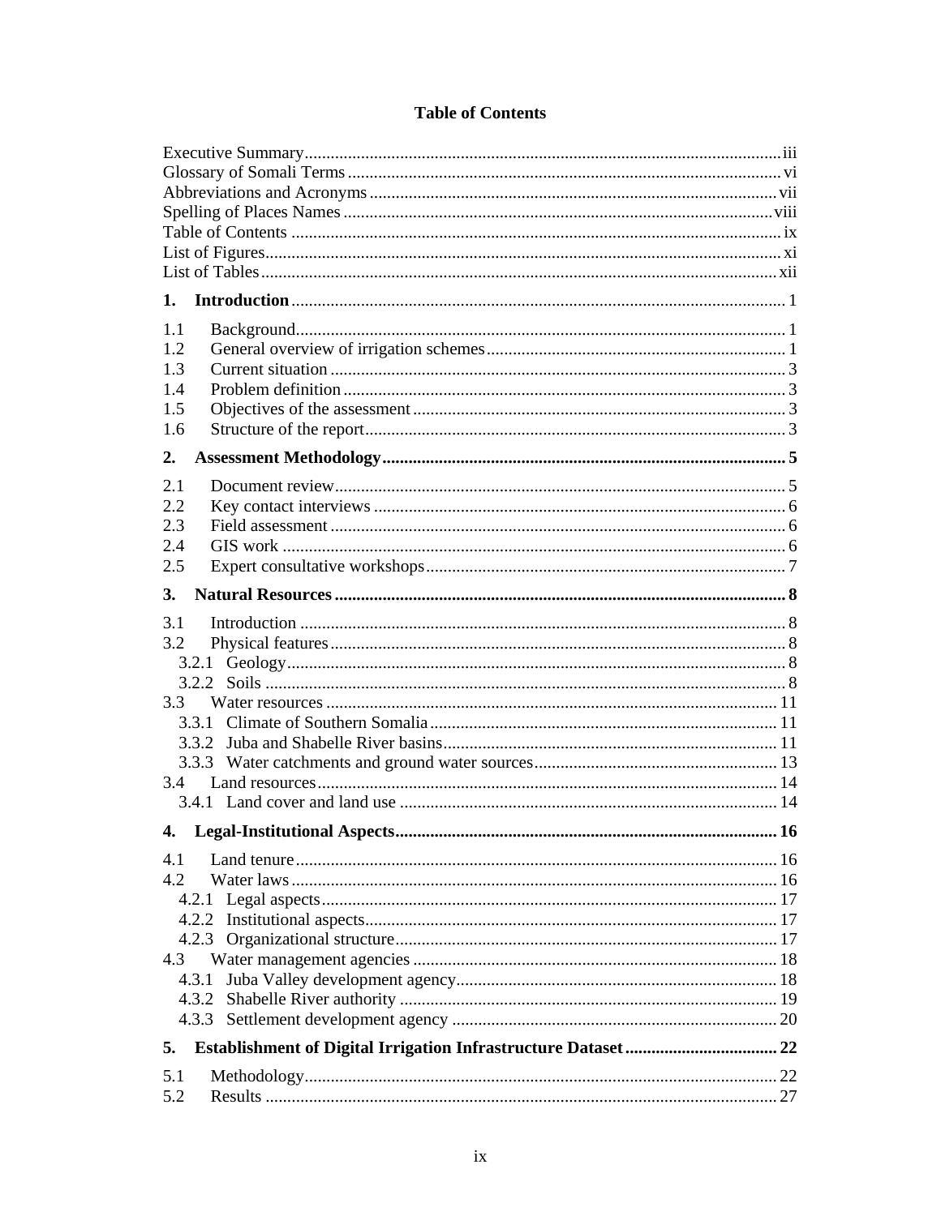# Table of Contents

Executive Summary ..... iii
Glossary of Somali Terms ..... vi
Abbreviations and Acronyms ..... vii
Spelling of Places Names ..... viii
Table of Contents ..... ix
List of Figures ..... xi
List of Tables ..... xii

**1. Introduction** ..... 1

1.1 Background ..... 1
1.2 General overview of irrigation schemes ..... 1
1.3 Current situation ..... 3
1.4 Problem definition ..... 3
1.5 Objectives of the assessment ..... 3
1.6 Structure of the report ..... 3

**2. Assessment Methodology ..... 5**

2.1 Document review ..... 5
2.2 Key contact interviews ..... 6
2.3 Field assessment ..... 6
2.4 GIS work ..... 6
2.5 Expert consultative workshops ..... 7

**3. Natural Resources ..... 8**

3.1 Introduction ..... 8
3.2 Physical features ..... 8
  3.2.1 Geology ..... 8
  3.2.2 Soils ..... 8
3.3 Water resources ..... 11
  3.3.1 Climate of Southern Somalia ..... 11
  3.3.2 Juba and Shabelle River basins ..... 11
  3.3.3 Water catchments and ground water sources ..... 13
3.4 Land resources ..... 14
  3.4.1 Land cover and land use ..... 14

**4. Legal-Institutional Aspects ..... 16**

4.1 Land tenure ..... 16
4.2 Water laws ..... 16
  4.2.1 Legal aspects ..... 17
  4.2.2 Institutional aspects ..... 17
  4.2.3 Organizational structure ..... 17
4.3 Water management agencies ..... 18
  4.3.1 Juba Valley development agency ..... 18
  4.3.2 Shabelle River authority ..... 19
  4.3.3 Settlement development agency ..... 20

**5. Establishment of Digital Irrigation Infrastructure Dataset ..... 22**

5.1 Methodology ..... 22
5.2 Results ..... 27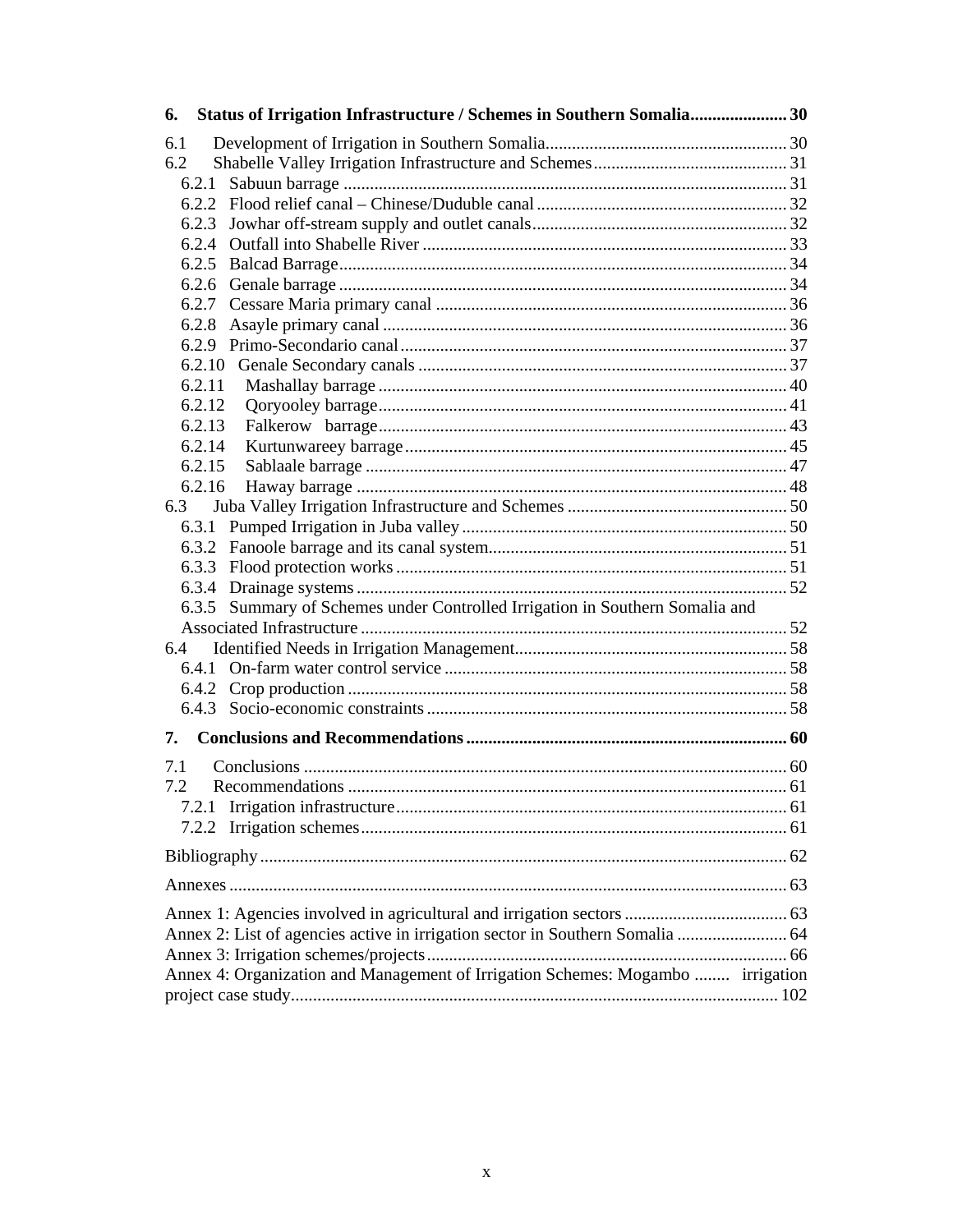**6. Status of Irrigation Infrastructure / Schemes in Southern Somalia ...................... 30**

6.1 Development of Irrigation in Southern Somalia....................................................... 30
6.2 Shabelle Valley Irrigation Infrastructure and Schemes............................................ 31
  6.2.1 Sabuun barrage .................................................................................................. 31
  6.2.2 Flood relief canal – Chinese/Duduble canal ........................................................ 32
  6.2.3 Jowhar off-stream supply and outlet canals......................................................... 32
  6.2.4 Outfall into Shabelle River .................................................................................. 33
  6.2.5 Balcad Barrage..................................................................................................... 34
  6.2.6 Genale barrage ..................................................................................................... 34
  6.2.7 Cessare Maria primary canal ............................................................................... 36
  6.2.8 Asayle primary canal ........................................................................................... 36
  6.2.9 Primo-Secondario canal....................................................................................... 37
  6.2.10 Genale Secondary canals ................................................................................... 37
  6.2.11 Mashallay barrage ............................................................................................. 40
  6.2.12 Qoryooley barrage............................................................................................. 41
  6.2.13 Falkerow barrage............................................................................................... 43
  6.2.14 Kurtunwareey barrage ....................................................................................... 45
  6.2.15 Sablaale barrage ................................................................................................ 47
  6.2.16 Haway barrage .................................................................................................. 48
6.3 Juba Valley Irrigation Infrastructure and Schemes .................................................. 50
  6.3.1 Pumped Irrigation in Juba valley.......................................................................... 50
  6.3.2 Fanoole barrage and its canal system................................................................... 51
  6.3.3 Flood protection works ........................................................................................ 51
  6.3.4 Drainage systems ................................................................................................. 52
  6.3.5 Summary of Schemes under Controlled Irrigation in Southern Somalia and Associated Infrastructure ................................................................................................. 52
6.4 Identified Needs in Irrigation Management.............................................................. 58
  6.4.1 On-farm water control service ............................................................................. 58
  6.4.2 Crop production ................................................................................................... 58
  6.4.3 Socio-economic constraints .................................................................................. 58

**7. Conclusions and Recommendations ........................................................................ 60**

7.1 Conclusions ............................................................................................................. 60
7.2 Recommendations ................................................................................................... 61
  7.2.1 Irrigation infrastructure........................................................................................ 61
  7.2.2 Irrigation schemes................................................................................................ 61

Bibliography....................................................................................................................... 62

Annexes.............................................................................................................................. 63

Annex 1: Agencies involved in agricultural and irrigation sectors ..................................... 63
Annex 2: List of agencies active in irrigation sector in Southern Somalia ......................... 64
Annex 3: Irrigation schemes/projects................................................................................. 66
Annex 4: Organization and Management of Irrigation Schemes: Mogambo ........ irrigation project case study.............................................................................................................. 102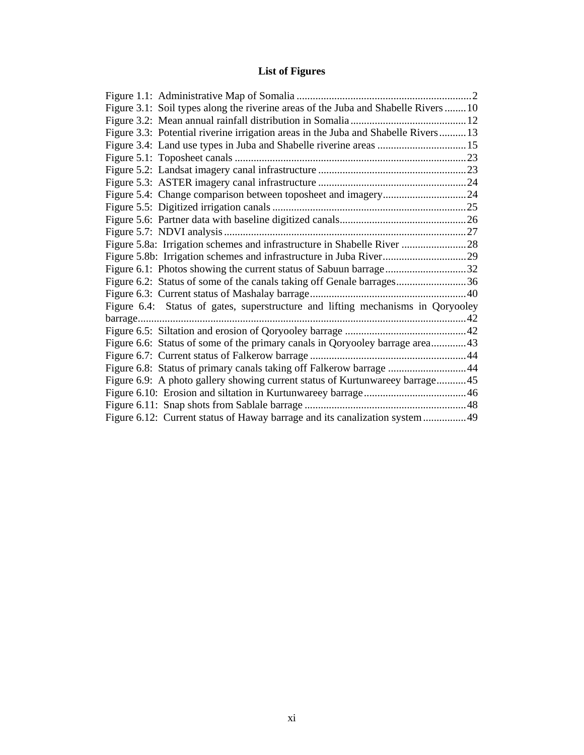# List of Figures

Figure 1.1: Administrative Map of Somalia ..................................................................2
Figure 3.1: Soil types along the riverine areas of the Juba and Shabelle Rivers ........10
Figure 3.2: Mean annual rainfall distribution in Somalia ...........................................12
Figure 3.3: Potential riverine irrigation areas in the Juba and Shabelle Rivers ..........13
Figure 3.4: Land use types in Juba and Shabelle riverine areas .................................15
Figure 5.1: Toposheet canals ......................................................................................23
Figure 5.2: Landsat imagery canal infrastructure .......................................................23
Figure 5.3: ASTER imagery canal infrastructure .......................................................24
Figure 5.4: Change comparison between toposheet and imagery...............................24
Figure 5.5: Digitized irrigation canals ........................................................................25
Figure 5.6: Partner data with baseline digitized canals...............................................26
Figure 5.7: NDVI analysis ..........................................................................................27
Figure 5.8a: Irrigation schemes and infrastructure in Shabelle River ........................28
Figure 5.8b: Irrigation schemes and infrastructure in Juba River...............................29
Figure 6.1: Photos showing the current status of Sabuun barrage..............................32
Figure 6.2: Status of some of the canals taking off Genale barrages..........................36
Figure 6.3: Current status of Mashalay barrage..........................................................40
Figure 6.4: Status of gates, superstructure and lifting mechanisms in Qoryooley barrage..........................................................................................................................42
Figure 6.5: Siltation and erosion of Qoryooley barrage .............................................42
Figure 6.6: Status of some of the primary canals in Qoryooley barrage area.............43
Figure 6.7: Current status of Falkerow barrage ..........................................................44
Figure 6.8: Status of primary canals taking off Falkerow barrage .............................44
Figure 6.9: A photo gallery showing current status of Kurtunwareey barrage...........45
Figure 6.10: Erosion and siltation in Kurtunwareey barrage......................................46
Figure 6.11: Snap shots from Sablale barrage ............................................................48
Figure 6.12: Current status of Haway barrage and its canalization system................49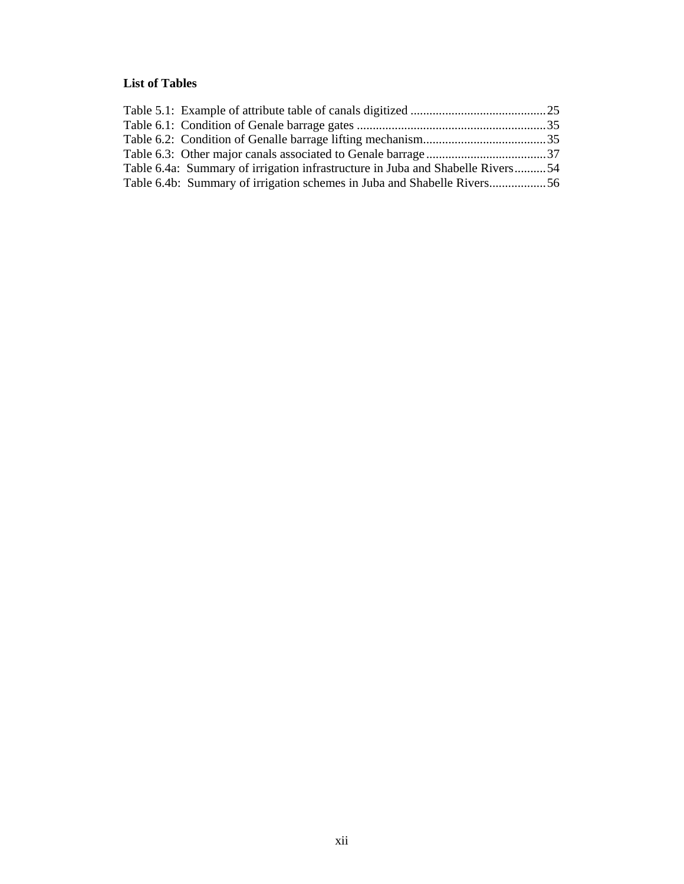**List of Tables**

Table 5.1: Example of attribute table of canals digitized ..........................................25
Table 6.1: Condition of Genale barrage gates ...........................................................35
Table 6.2: Condition of Genalle barrage lifting mechanism.......................................35
Table 6.3: Other major canals associated to Genale barrage......................................37
Table 6.4a: Summary of irrigation infrastructure in Juba and Shabelle Rivers..........54
Table 6.4b: Summary of irrigation schemes in Juba and Shabelle Rivers..................56